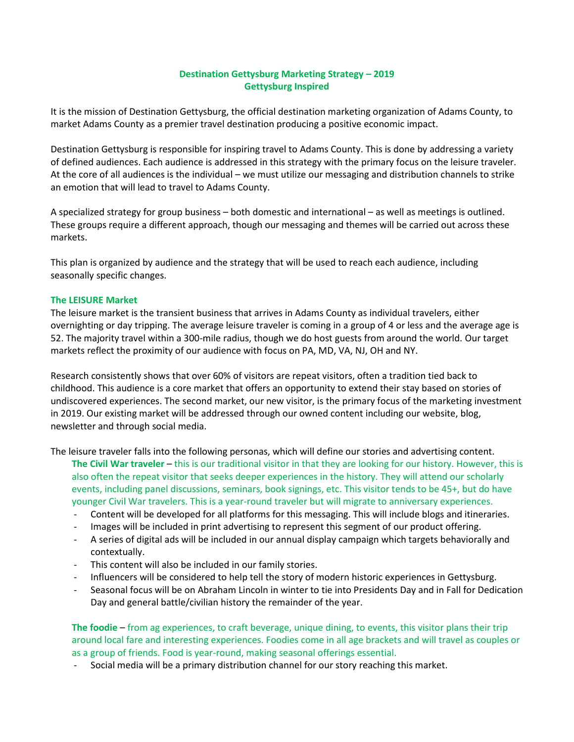# Destination Gettysburg Marketing Strategy – 2019
## Gettysburg Inspired

It is the mission of Destination Gettysburg, the official destination marketing organization of Adams County, to market Adams County as a premier travel destination producing a positive economic impact.

Destination Gettysburg is responsible for inspiring travel to Adams County. This is done by addressing a variety of defined audiences. Each audience is addressed in this strategy with the primary focus on the leisure traveler. At the core of all audiences is the individual – we must utilize our messaging and distribution channels to strike an emotion that will lead to travel to Adams County.

A specialized strategy for group business – both domestic and international – as well as meetings is outlined. These groups require a different approach, though our messaging and themes will be carried out across these markets.

This plan is organized by audience and the strategy that will be used to reach each audience, including seasonally specific changes.

### The LEISURE Market

The leisure market is the transient business that arrives in Adams County as individual travelers, either overnighting or day tripping. The average leisure traveler is coming in a group of 4 or less and the average age is 52. The majority travel within a 300-mile radius, though we do host guests from around the world. Our target markets reflect the proximity of our audience with focus on PA, MD, VA, NJ, OH and NY.

Research consistently shows that over 60% of visitors are repeat visitors, often a tradition tied back to childhood. This audience is a core market that offers an opportunity to extend their stay based on stories of undiscovered experiences. The second market, our new visitor, is the primary focus of the marketing investment in 2019. Our existing market will be addressed through our owned content including our website, blog, newsletter and through social media.

The leisure traveler falls into the following personas, which will define our stories and advertising content.

**The Civil War traveler** – this is our traditional visitor in that they are looking for our history. However, this is also often the repeat visitor that seeks deeper experiences in the history. They will attend our scholarly events, including panel discussions, seminars, book signings, etc. This visitor tends to be 45+, but do have younger Civil War travelers. This is a year-round traveler but will migrate to anniversary experiences.

- Content will be developed for all platforms for this messaging. This will include blogs and itineraries.
- Images will be included in print advertising to represent this segment of our product offering.
- A series of digital ads will be included in our annual display campaign which targets behaviorally and contextually.
- This content will also be included in our family stories.
- Influencers will be considered to help tell the story of modern historic experiences in Gettysburg.
- Seasonal focus will be on Abraham Lincoln in winter to tie into Presidents Day and in Fall for Dedication Day and general battle/civilian history the remainder of the year.

**The foodie** – from ag experiences, to craft beverage, unique dining, to events, this visitor plans their trip around local fare and interesting experiences. Foodies come in all age brackets and will travel as couples or as a group of friends. Food is year-round, making seasonal offerings essential.

- Social media will be a primary distribution channel for our story reaching this market.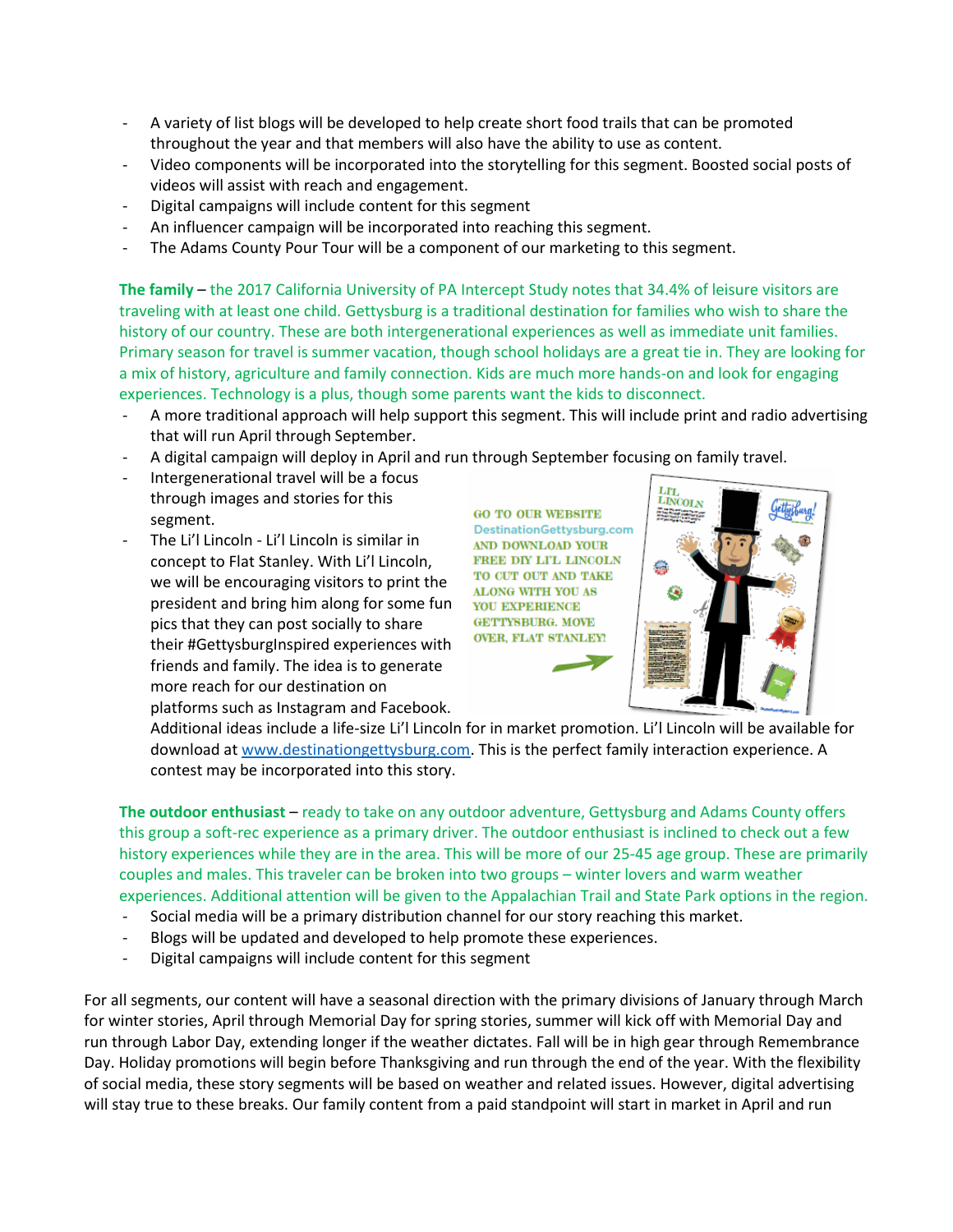- A variety of list blogs will be developed to help create short food trails that can be promoted throughout the year and that members will also have the ability to use as content.
- Video components will be incorporated into the storytelling for this segment. Boosted social posts of videos will assist with reach and engagement.
- Digital campaigns will include content for this segment
- An influencer campaign will be incorporated into reaching this segment.
- The Adams County Pour Tour will be a component of our marketing to this segment.

**The family** – the 2017 California University of PA Intercept Study notes that 34.4% of leisure visitors are traveling with at least one child. Gettysburg is a traditional destination for families who wish to share the history of our country. These are both intergenerational experiences as well as immediate unit families. Primary season for travel is summer vacation, though school holidays are a great tie in. They are looking for a mix of history, agriculture and family connection. Kids are much more hands-on and look for engaging experiences. Technology is a plus, though some parents want the kids to disconnect.

- A more traditional approach will help support this segment. This will include print and radio advertising that will run April through September.
- A digital campaign will deploy in April and run through September focusing on family travel.
- Intergenerational travel will be a focus through images and stories for this segment.
- The Li'l Lincoln - Li'l Lincoln is similar in concept to Flat Stanley. With Li'l Lincoln, we will be encouraging visitors to print the president and bring him along for some fun pics that they can post socially to share their #GettysburgInspired experiences with friends and family. The idea is to generate more reach for our destination on platforms such as Instagram and Facebook. Additional ideas include a life-size Li'l Lincoln for in market promotion. Li'l Lincoln will be available for download at www.destinationgettysburg.com. This is the perfect family interaction experience. A contest may be incorporated into this story.

GO TO OUR WEBSITE DestinationGettysburg.com AND DOWNLOAD YOUR FREE DIY LI'L LINCOLN TO CUT OUT AND TAKE ALONG WITH YOU AS YOU EXPERIENCE GETTYSBURG. MOVE OVER, FLAT STANLEY!

**The outdoor enthusiast** – ready to take on any outdoor adventure, Gettysburg and Adams County offers this group a soft-rec experience as a primary driver. The outdoor enthusiast is inclined to check out a few history experiences while they are in the area. This will be more of our 25-45 age group. These are primarily couples and males. This traveler can be broken into two groups – winter lovers and warm weather experiences. Additional attention will be given to the Appalachian Trail and State Park options in the region.

- Social media will be a primary distribution channel for our story reaching this market.
- Blogs will be updated and developed to help promote these experiences.
- Digital campaigns will include content for this segment

For all segments, our content will have a seasonal direction with the primary divisions of January through March for winter stories, April through Memorial Day for spring stories, summer will kick off with Memorial Day and run through Labor Day, extending longer if the weather dictates. Fall will be in high gear through Remembrance Day. Holiday promotions will begin before Thanksgiving and run through the end of the year. With the flexibility of social media, these story segments will be based on weather and related issues. However, digital advertising will stay true to these breaks. Our family content from a paid standpoint will start in market in April and run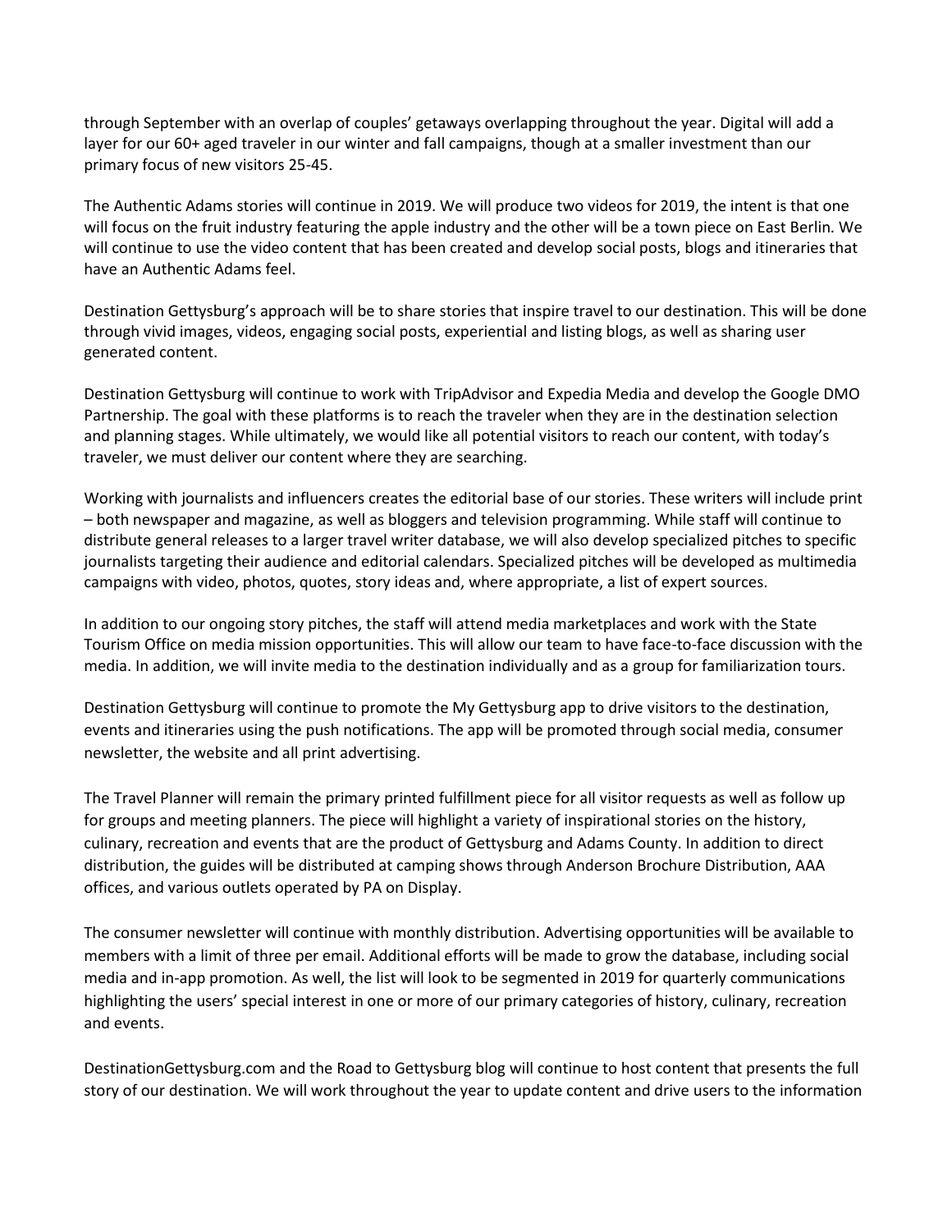through September with an overlap of couples' getaways overlapping throughout the year. Digital will add a layer for our 60+ aged traveler in our winter and fall campaigns, though at a smaller investment than our primary focus of new visitors 25-45.

The Authentic Adams stories will continue in 2019. We will produce two videos for 2019, the intent is that one will focus on the fruit industry featuring the apple industry and the other will be a town piece on East Berlin. We will continue to use the video content that has been created and develop social posts, blogs and itineraries that have an Authentic Adams feel.

Destination Gettysburg's approach will be to share stories that inspire travel to our destination. This will be done through vivid images, videos, engaging social posts, experiential and listing blogs, as well as sharing user generated content.

Destination Gettysburg will continue to work with TripAdvisor and Expedia Media and develop the Google DMO Partnership. The goal with these platforms is to reach the traveler when they are in the destination selection and planning stages. While ultimately, we would like all potential visitors to reach our content, with today's traveler, we must deliver our content where they are searching.

Working with journalists and influencers creates the editorial base of our stories. These writers will include print – both newspaper and magazine, as well as bloggers and television programming. While staff will continue to distribute general releases to a larger travel writer database, we will also develop specialized pitches to specific journalists targeting their audience and editorial calendars. Specialized pitches will be developed as multimedia campaigns with video, photos, quotes, story ideas and, where appropriate, a list of expert sources.

In addition to our ongoing story pitches, the staff will attend media marketplaces and work with the State Tourism Office on media mission opportunities. This will allow our team to have face-to-face discussion with the media. In addition, we will invite media to the destination individually and as a group for familiarization tours.

Destination Gettysburg will continue to promote the My Gettysburg app to drive visitors to the destination, events and itineraries using the push notifications. The app will be promoted through social media, consumer newsletter, the website and all print advertising.

The Travel Planner will remain the primary printed fulfillment piece for all visitor requests as well as follow up for groups and meeting planners. The piece will highlight a variety of inspirational stories on the history, culinary, recreation and events that are the product of Gettysburg and Adams County. In addition to direct distribution, the guides will be distributed at camping shows through Anderson Brochure Distribution, AAA offices, and various outlets operated by PA on Display.

The consumer newsletter will continue with monthly distribution. Advertising opportunities will be available to members with a limit of three per email. Additional efforts will be made to grow the database, including social media and in-app promotion. As well, the list will look to be segmented in 2019 for quarterly communications highlighting the users' special interest in one or more of our primary categories of history, culinary, recreation and events.

DestinationGettysburg.com and the Road to Gettysburg blog will continue to host content that presents the full story of our destination. We will work throughout the year to update content and drive users to the information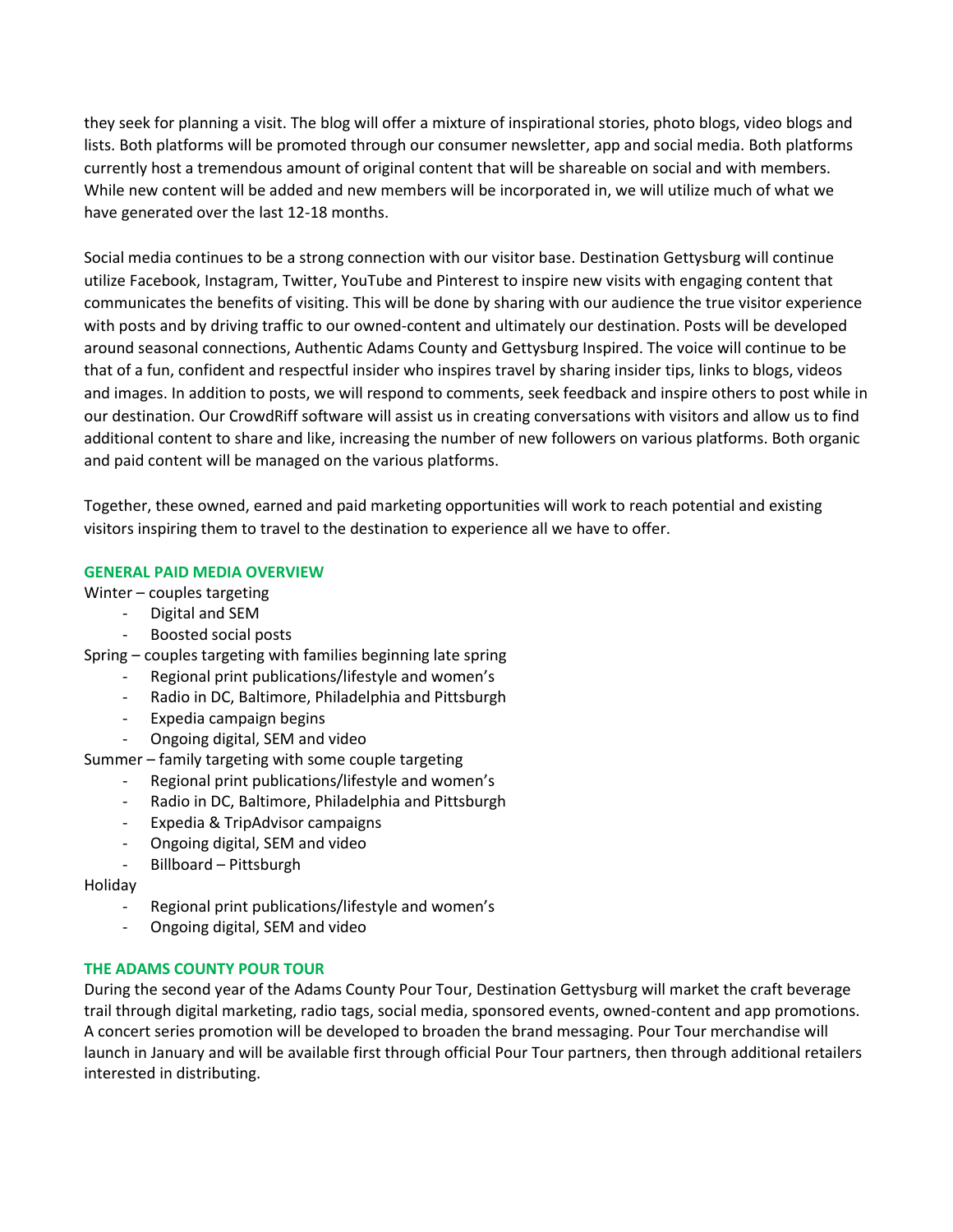they seek for planning a visit. The blog will offer a mixture of inspirational stories, photo blogs, video blogs and lists. Both platforms will be promoted through our consumer newsletter, app and social media. Both platforms currently host a tremendous amount of original content that will be shareable on social and with members. While new content will be added and new members will be incorporated in, we will utilize much of what we have generated over the last 12-18 months.

Social media continues to be a strong connection with our visitor base. Destination Gettysburg will continue utilize Facebook, Instagram, Twitter, YouTube and Pinterest to inspire new visits with engaging content that communicates the benefits of visiting. This will be done by sharing with our audience the true visitor experience with posts and by driving traffic to our owned-content and ultimately our destination. Posts will be developed around seasonal connections, Authentic Adams County and Gettysburg Inspired. The voice will continue to be that of a fun, confident and respectful insider who inspires travel by sharing insider tips, links to blogs, videos and images. In addition to posts, we will respond to comments, seek feedback and inspire others to post while in our destination. Our CrowdRiff software will assist us in creating conversations with visitors and allow us to find additional content to share and like, increasing the number of new followers on various platforms. Both organic and paid content will be managed on the various platforms.

Together, these owned, earned and paid marketing opportunities will work to reach potential and existing visitors inspiring them to travel to the destination to experience all we have to offer.

## GENERAL PAID MEDIA OVERVIEW

Winter – couples targeting

- Digital and SEM
- Boosted social posts

Spring – couples targeting with families beginning late spring

- Regional print publications/lifestyle and women's
- Radio in DC, Baltimore, Philadelphia and Pittsburgh
- Expedia campaign begins
- Ongoing digital, SEM and video

Summer – family targeting with some couple targeting

- Regional print publications/lifestyle and women's
- Radio in DC, Baltimore, Philadelphia and Pittsburgh
- Expedia & TripAdvisor campaigns
- Ongoing digital, SEM and video
- Billboard – Pittsburgh

Holiday

- Regional print publications/lifestyle and women's
- Ongoing digital, SEM and video

## THE ADAMS COUNTY POUR TOUR

During the second year of the Adams County Pour Tour, Destination Gettysburg will market the craft beverage trail through digital marketing, radio tags, social media, sponsored events, owned-content and app promotions. A concert series promotion will be developed to broaden the brand messaging. Pour Tour merchandise will launch in January and will be available first through official Pour Tour partners, then through additional retailers interested in distributing.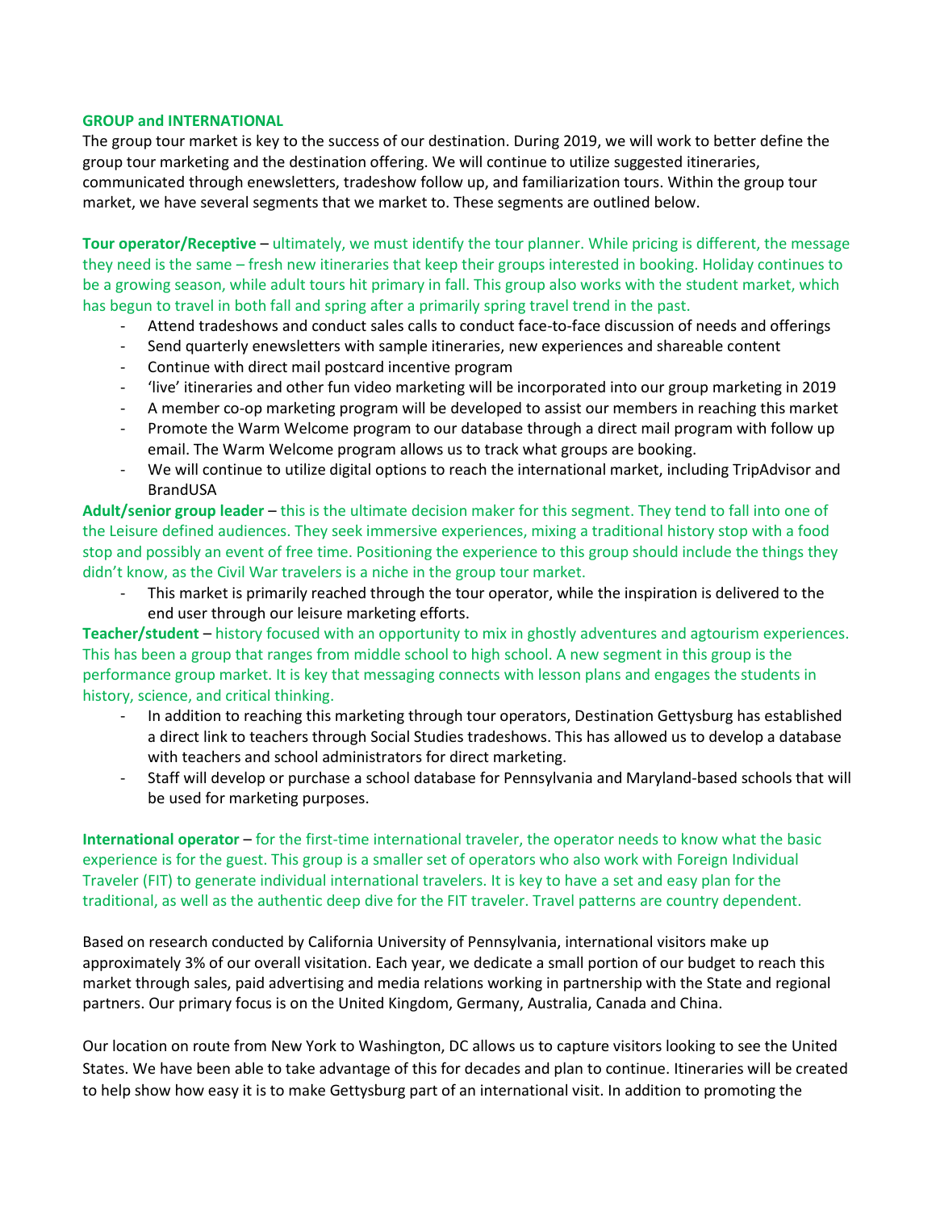**GROUP and INTERNATIONAL**

The group tour market is key to the success of our destination. During 2019, we will work to better define the group tour marketing and the destination offering. We will continue to utilize suggested itineraries, communicated through enewsletters, tradeshow follow up, and familiarization tours. Within the group tour market, we have several segments that we market to. These segments are outlined below.

**Tour operator/Receptive** – ultimately, we must identify the tour planner. While pricing is different, the message they need is the same – fresh new itineraries that keep their groups interested in booking. Holiday continues to be a growing season, while adult tours hit primary in fall. This group also works with the student market, which has begun to travel in both fall and spring after a primarily spring travel trend in the past.

- Attend tradeshows and conduct sales calls to conduct face-to-face discussion of needs and offerings
- Send quarterly enewsletters with sample itineraries, new experiences and shareable content
- Continue with direct mail postcard incentive program
- 'live' itineraries and other fun video marketing will be incorporated into our group marketing in 2019
- A member co-op marketing program will be developed to assist our members in reaching this market
- Promote the Warm Welcome program to our database through a direct mail program with follow up email. The Warm Welcome program allows us to track what groups are booking.
- We will continue to utilize digital options to reach the international market, including TripAdvisor and BrandUSA

**Adult/senior group leader** – this is the ultimate decision maker for this segment. They tend to fall into one of the Leisure defined audiences. They seek immersive experiences, mixing a traditional history stop with a food stop and possibly an event of free time. Positioning the experience to this group should include the things they didn't know, as the Civil War travelers is a niche in the group tour market.

- This market is primarily reached through the tour operator, while the inspiration is delivered to the end user through our leisure marketing efforts.

**Teacher/student** – history focused with an opportunity to mix in ghostly adventures and agtourism experiences. This has been a group that ranges from middle school to high school. A new segment in this group is the performance group market. It is key that messaging connects with lesson plans and engages the students in history, science, and critical thinking.

- In addition to reaching this marketing through tour operators, Destination Gettysburg has established a direct link to teachers through Social Studies tradeshows. This has allowed us to develop a database with teachers and school administrators for direct marketing.
- Staff will develop or purchase a school database for Pennsylvania and Maryland-based schools that will be used for marketing purposes.

**International operator** – for the first-time international traveler, the operator needs to know what the basic experience is for the guest. This group is a smaller set of operators who also work with Foreign Individual Traveler (FIT) to generate individual international travelers. It is key to have a set and easy plan for the traditional, as well as the authentic deep dive for the FIT traveler. Travel patterns are country dependent.

Based on research conducted by California University of Pennsylvania, international visitors make up approximately 3% of our overall visitation. Each year, we dedicate a small portion of our budget to reach this market through sales, paid advertising and media relations working in partnership with the State and regional partners. Our primary focus is on the United Kingdom, Germany, Australia, Canada and China.

Our location on route from New York to Washington, DC allows us to capture visitors looking to see the United States. We have been able to take advantage of this for decades and plan to continue. Itineraries will be created to help show how easy it is to make Gettysburg part of an international visit. In addition to promoting the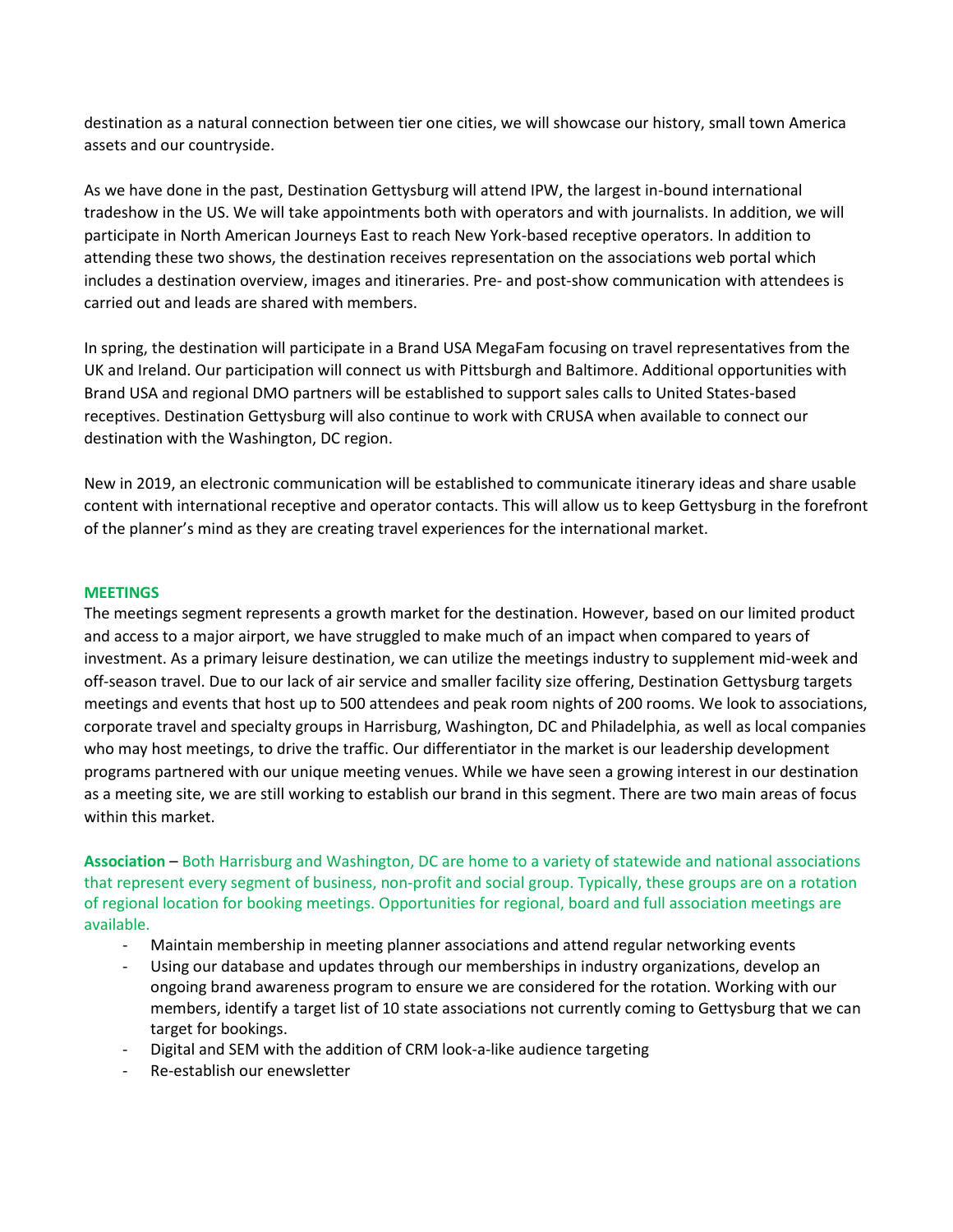destination as a natural connection between tier one cities, we will showcase our history, small town America assets and our countryside.

As we have done in the past, Destination Gettysburg will attend IPW, the largest in-bound international tradeshow in the US. We will take appointments both with operators and with journalists. In addition, we will participate in North American Journeys East to reach New York-based receptive operators. In addition to attending these two shows, the destination receives representation on the associations web portal which includes a destination overview, images and itineraries. Pre- and post-show communication with attendees is carried out and leads are shared with members.

In spring, the destination will participate in a Brand USA MegaFam focusing on travel representatives from the UK and Ireland. Our participation will connect us with Pittsburgh and Baltimore. Additional opportunities with Brand USA and regional DMO partners will be established to support sales calls to United States-based receptives. Destination Gettysburg will also continue to work with CRUSA when available to connect our destination with the Washington, DC region.

New in 2019, an electronic communication will be established to communicate itinerary ideas and share usable content with international receptive and operator contacts. This will allow us to keep Gettysburg in the forefront of the planner's mind as they are creating travel experiences for the international market.

## MEETINGS

The meetings segment represents a growth market for the destination. However, based on our limited product and access to a major airport, we have struggled to make much of an impact when compared to years of investment. As a primary leisure destination, we can utilize the meetings industry to supplement mid-week and off-season travel. Due to our lack of air service and smaller facility size offering, Destination Gettysburg targets meetings and events that host up to 500 attendees and peak room nights of 200 rooms. We look to associations, corporate travel and specialty groups in Harrisburg, Washington, DC and Philadelphia, as well as local companies who may host meetings, to drive the traffic. Our differentiator in the market is our leadership development programs partnered with our unique meeting venues. While we have seen a growing interest in our destination as a meeting site, we are still working to establish our brand in this segment. There are two main areas of focus within this market.

**Association** – Both Harrisburg and Washington, DC are home to a variety of statewide and national associations that represent every segment of business, non-profit and social group. Typically, these groups are on a rotation of regional location for booking meetings. Opportunities for regional, board and full association meetings are available.

- Maintain membership in meeting planner associations and attend regular networking events
- Using our database and updates through our memberships in industry organizations, develop an ongoing brand awareness program to ensure we are considered for the rotation. Working with our members, identify a target list of 10 state associations not currently coming to Gettysburg that we can target for bookings.
- Digital and SEM with the addition of CRM look-a-like audience targeting
- Re-establish our enewsletter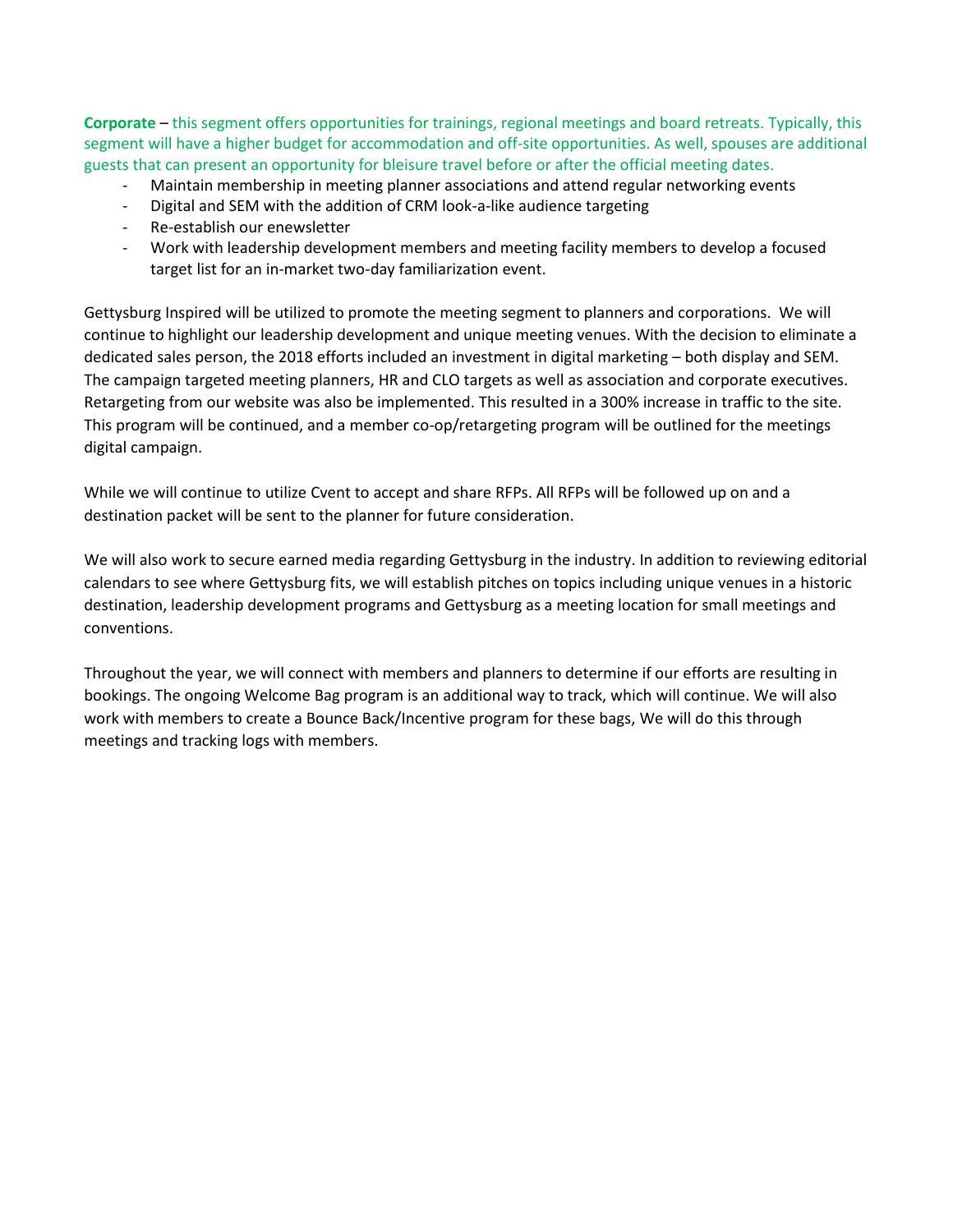**Corporate** – this segment offers opportunities for trainings, regional meetings and board retreats. Typically, this segment will have a higher budget for accommodation and off-site opportunities. As well, spouses are additional guests that can present an opportunity for bleisure travel before or after the official meeting dates.

- Maintain membership in meeting planner associations and attend regular networking events
- Digital and SEM with the addition of CRM look-a-like audience targeting
- Re-establish our enewsletter
- Work with leadership development members and meeting facility members to develop a focused target list for an in-market two-day familiarization event.

Gettysburg Inspired will be utilized to promote the meeting segment to planners and corporations. We will continue to highlight our leadership development and unique meeting venues. With the decision to eliminate a dedicated sales person, the 2018 efforts included an investment in digital marketing – both display and SEM. The campaign targeted meeting planners, HR and CLO targets as well as association and corporate executives. Retargeting from our website was also be implemented. This resulted in a 300% increase in traffic to the site. This program will be continued, and a member co-op/retargeting program will be outlined for the meetings digital campaign.

While we will continue to utilize Cvent to accept and share RFPs. All RFPs will be followed up on and a destination packet will be sent to the planner for future consideration.

We will also work to secure earned media regarding Gettysburg in the industry. In addition to reviewing editorial calendars to see where Gettysburg fits, we will establish pitches on topics including unique venues in a historic destination, leadership development programs and Gettysburg as a meeting location for small meetings and conventions.

Throughout the year, we will connect with members and planners to determine if our efforts are resulting in bookings. The ongoing Welcome Bag program is an additional way to track, which will continue. We will also work with members to create a Bounce Back/Incentive program for these bags, We will do this through meetings and tracking logs with members.